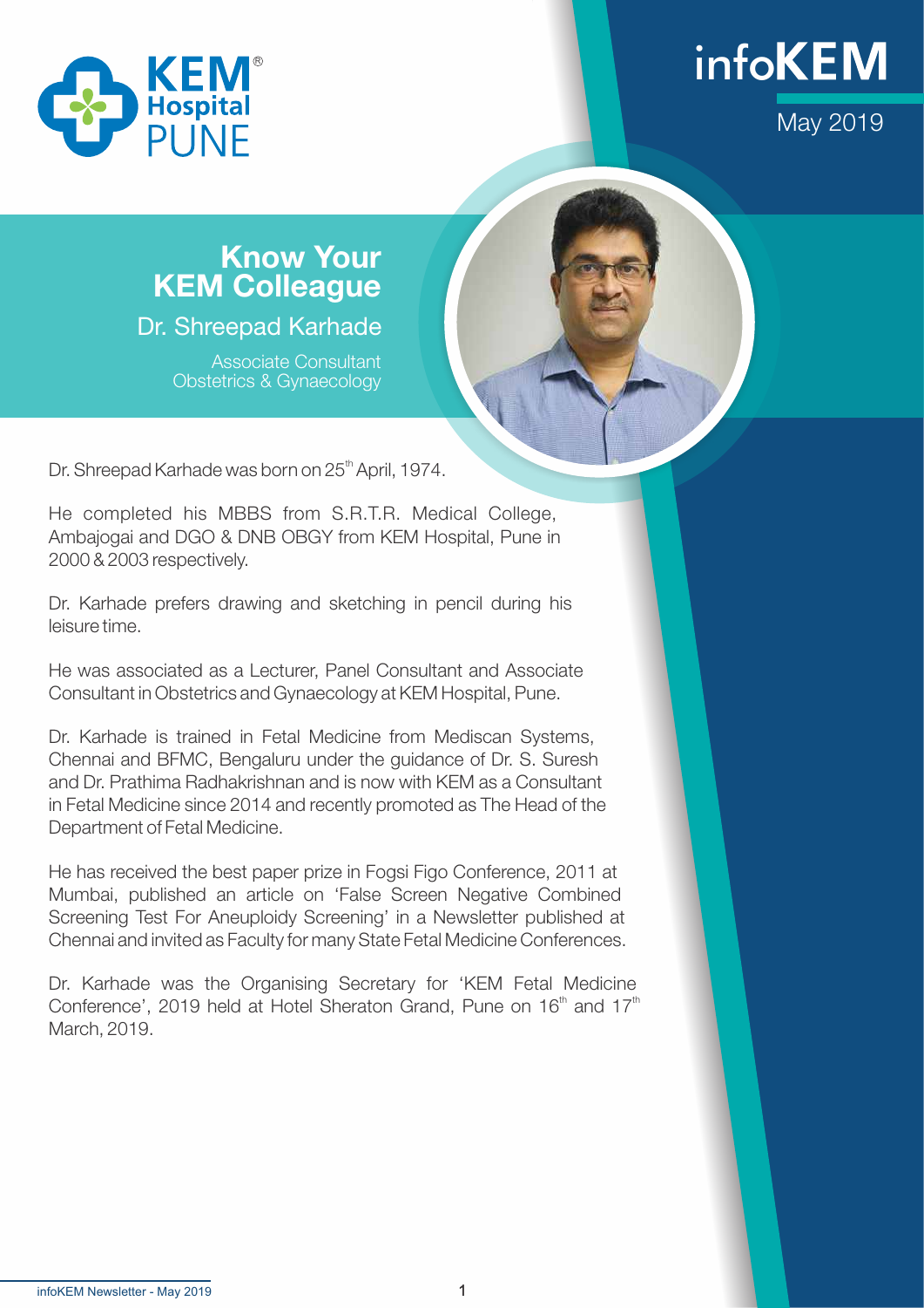# infoKEM

May 2019

## Know Your KEM Colleague

### Dr. Shreepad Karhade

Associate Consultant
Obstetrics & Gynaecology

Dr. Shreepad Karhade was born on 25th April, 1974.

He completed his MBBS from S.R.T.R. Medical College, Ambajogai and DGO & DNB OBGY from KEM Hospital, Pune in 2000 & 2003 respectively.

Dr. Karhade prefers drawing and sketching in pencil during his leisure time.

He was associated as a Lecturer, Panel Consultant and Associate Consultant in Obstetrics and Gynaecology at KEM Hospital, Pune.

Dr. Karhade is trained in Fetal Medicine from Mediscan Systems, Chennai and BFMC, Bengaluru under the guidance of Dr. S. Suresh and Dr. Prathima Radhakrishnan and is now with KEM as a Consultant in Fetal Medicine since 2014 and recently promoted as The Head of the Department of Fetal Medicine.

He has received the best paper prize in Fogsi Figo Conference, 2011 at Mumbai, published an article on 'False Screen Negative Combined Screening Test For Aneuploidy Screening' in a Newsletter published at Chennai and invited as Faculty for many State Fetal Medicine Conferences.

Dr. Karhade was the Organising Secretary for 'KEM Fetal Medicine Conference', 2019 held at Hotel Sheraton Grand, Pune on 16th and 17th March, 2019.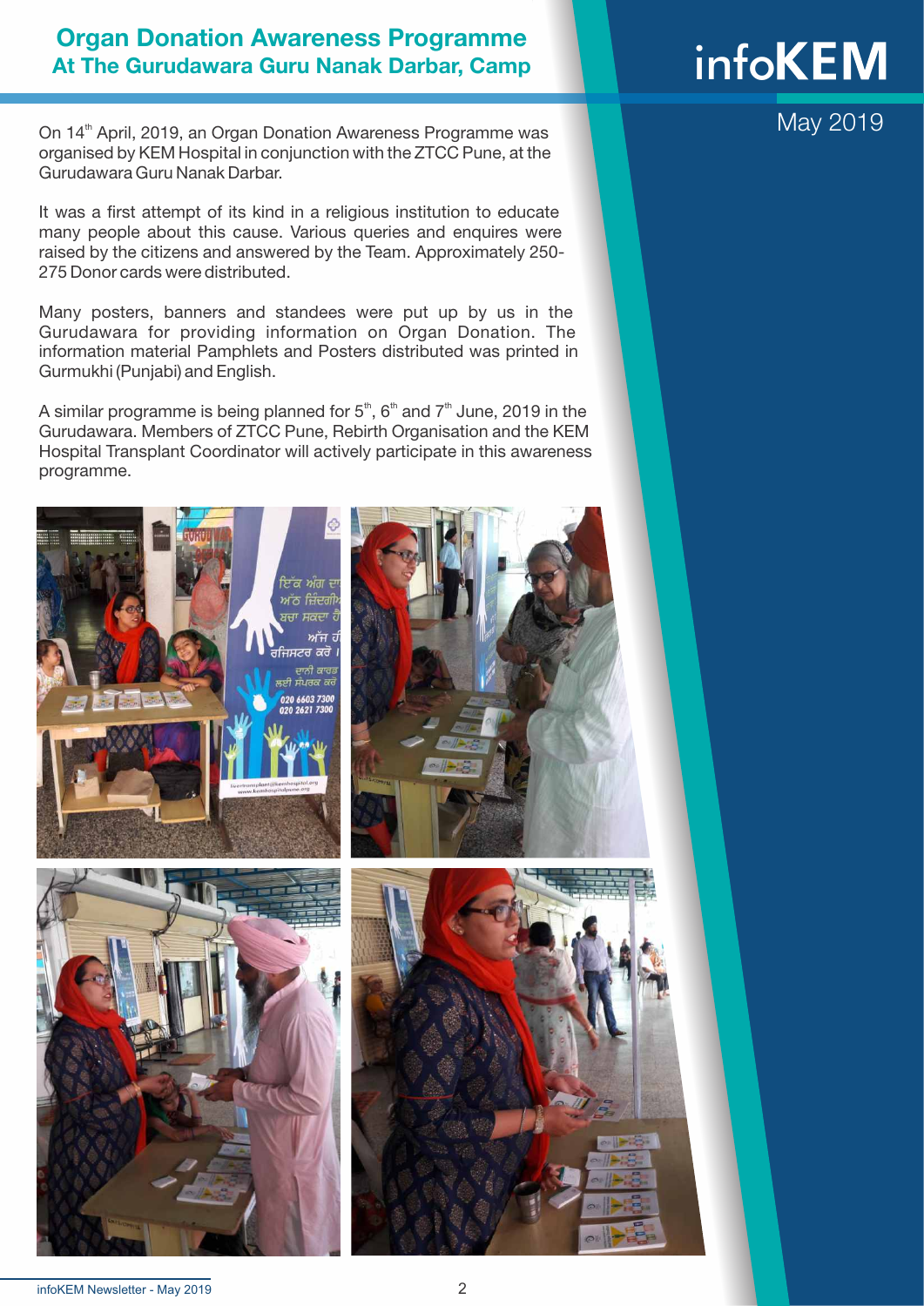# Organ Donation Awareness Programme At The Gurudawara Guru Nanak Darbar, Camp

On 14th April, 2019, an Organ Donation Awareness Programme was organised by KEM Hospital in conjunction with the ZTCC Pune, at the Gurudawara Guru Nanak Darbar.

It was a first attempt of its kind in a religious institution to educate many people about this cause. Various queries and enquires were raised by the citizens and answered by the Team. Approximately 250-275 Donor cards were distributed.

Many posters, banners and standees were put up by us in the Gurudawara for providing information on Organ Donation. The information material Pamphlets and Posters distributed was printed in Gurmukhi (Punjabi) and English.

A similar programme is being planned for 5th, 6th and 7th June, 2019 in the Gurudawara. Members of ZTCC Pune, Rebirth Organisation and the KEM Hospital Transplant Coordinator will actively participate in this awareness programme.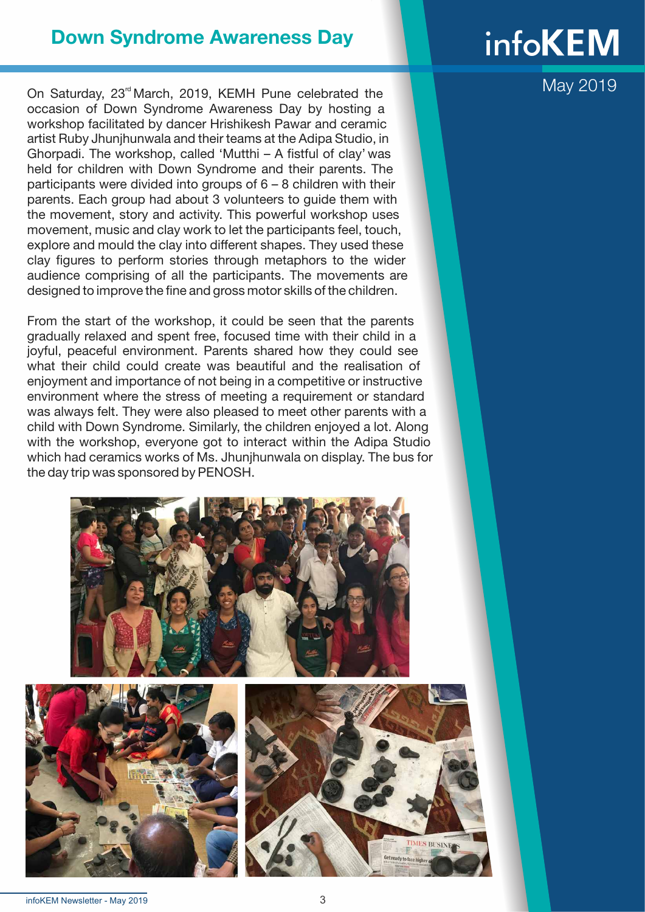## Down Syndrome Awareness Day

On Saturday, 23rd March, 2019, KEMH Pune celebrated the occasion of Down Syndrome Awareness Day by hosting a workshop facilitated by dancer Hrishikesh Pawar and ceramic artist Ruby Jhunjhunwala and their teams at the Adipa Studio, in Ghorpadi. The workshop, called 'Mutthi – A fistful of clay' was held for children with Down Syndrome and their parents. The participants were divided into groups of 6 – 8 children with their parents. Each group had about 3 volunteers to guide them with the movement, story and activity. This powerful workshop uses movement, music and clay work to let the participants feel, touch, explore and mould the clay into different shapes. They used these clay figures to perform stories through metaphors to the wider audience comprising of all the participants. The movements are designed to improve the fine and gross motor skills of the children.

From the start of the workshop, it could be seen that the parents gradually relaxed and spent free, focused time with their child in a joyful, peaceful environment. Parents shared how they could see what their child could create was beautiful and the realisation of enjoyment and importance of not being in a competitive or instructive environment where the stress of meeting a requirement or standard was always felt. They were also pleased to meet other parents with a child with Down Syndrome. Similarly, the children enjoyed a lot. Along with the workshop, everyone got to interact within the Adipa Studio which had ceramics works of Ms. Jhunjhunwala on display. The bus for the day trip was sponsored by PENOSH.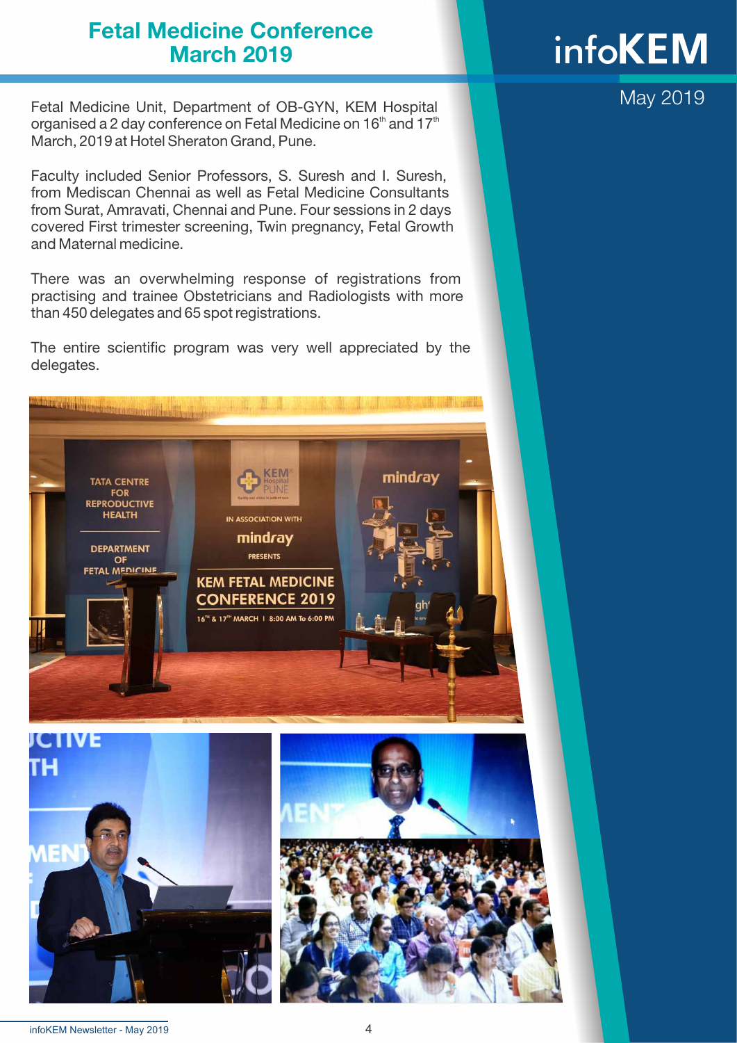# Fetal Medicine Conference March 2019

Fetal Medicine Unit, Department of OB-GYN, KEM Hospital organised a 2 day conference on Fetal Medicine on 16th and 17th March, 2019 at Hotel Sheraton Grand, Pune.

Faculty included Senior Professors, S. Suresh and I. Suresh, from Mediscan Chennai as well as Fetal Medicine Consultants from Surat, Amravati, Chennai and Pune. Four sessions in 2 days covered First trimester screening, Twin pregnancy, Fetal Growth and Maternal medicine.

There was an overwhelming response of registrations from practising and trainee Obstetricians and Radiologists with more than 450 delegates and 65 spot registrations.

The entire scientific program was very well appreciated by the delegates.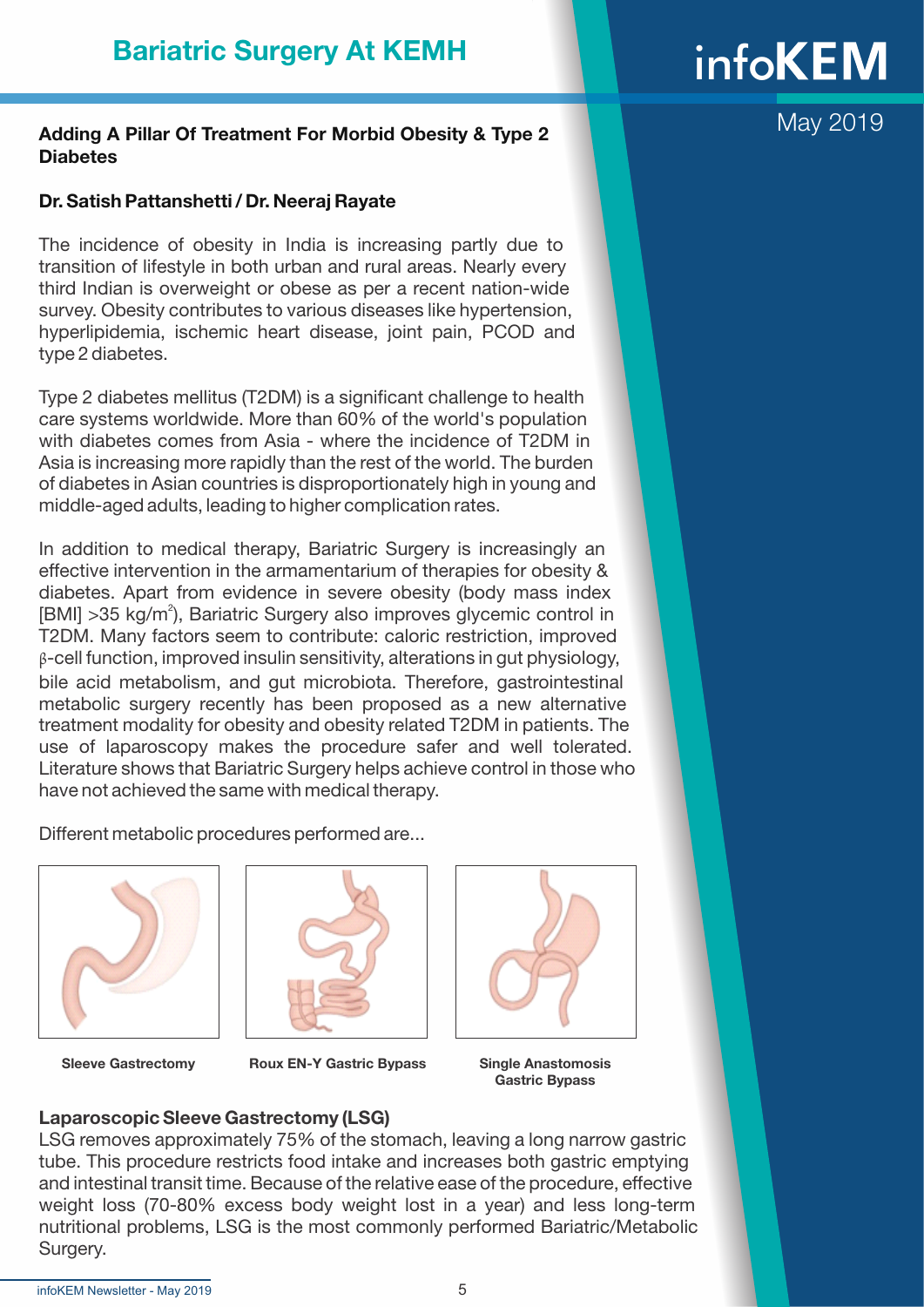# Bariatric Surgery At KEMH

infoKEM

May 2019

## Adding A Pillar Of Treatment For Morbid Obesity & Type 2 Diabetes

**Dr. Satish Pattanshetti / Dr. Neeraj Rayate**

The incidence of obesity in India is increasing partly due to transition of lifestyle in both urban and rural areas. Nearly every third Indian is overweight or obese as per a recent nation-wide survey. Obesity contributes to various diseases like hypertension, hyperlipidemia, ischemic heart disease, joint pain, PCOD and type 2 diabetes.

Type 2 diabetes mellitus (T2DM) is a significant challenge to health care systems worldwide. More than 60% of the world's population with diabetes comes from Asia - where the incidence of T2DM in Asia is increasing more rapidly than the rest of the world. The burden of diabetes in Asian countries is disproportionately high in young and middle-aged adults, leading to higher complication rates.

In addition to medical therapy, Bariatric Surgery is increasingly an effective intervention in the armamentarium of therapies for obesity & diabetes. Apart from evidence in severe obesity (body mass index [BMI] >35 kg/m$^2$), Bariatric Surgery also improves glycemic control in T2DM. Many factors seem to contribute: caloric restriction, improved β-cell function, improved insulin sensitivity, alterations in gut physiology, bile acid metabolism, and gut microbiota. Therefore, gastrointestinal metabolic surgery recently has been proposed as a new alternative treatment modality for obesity and obesity related T2DM in patients. The use of laparoscopy makes the procedure safer and well tolerated. Literature shows that Bariatric Surgery helps achieve control in those who have not achieved the same with medical therapy.

Different metabolic procedures performed are...

**Sleeve Gastrectomy**

**Roux EN-Y Gastric Bypass**

**Single Anastomosis Gastric Bypass**

### Laparoscopic Sleeve Gastrectomy (LSG)

LSG removes approximately 75% of the stomach, leaving a long narrow gastric tube. This procedure restricts food intake and increases both gastric emptying and intestinal transit time. Because of the relative ease of the procedure, effective weight loss (70-80% excess body weight lost in a year) and less long-term nutritional problems, LSG is the most commonly performed Bariatric/Metabolic Surgery.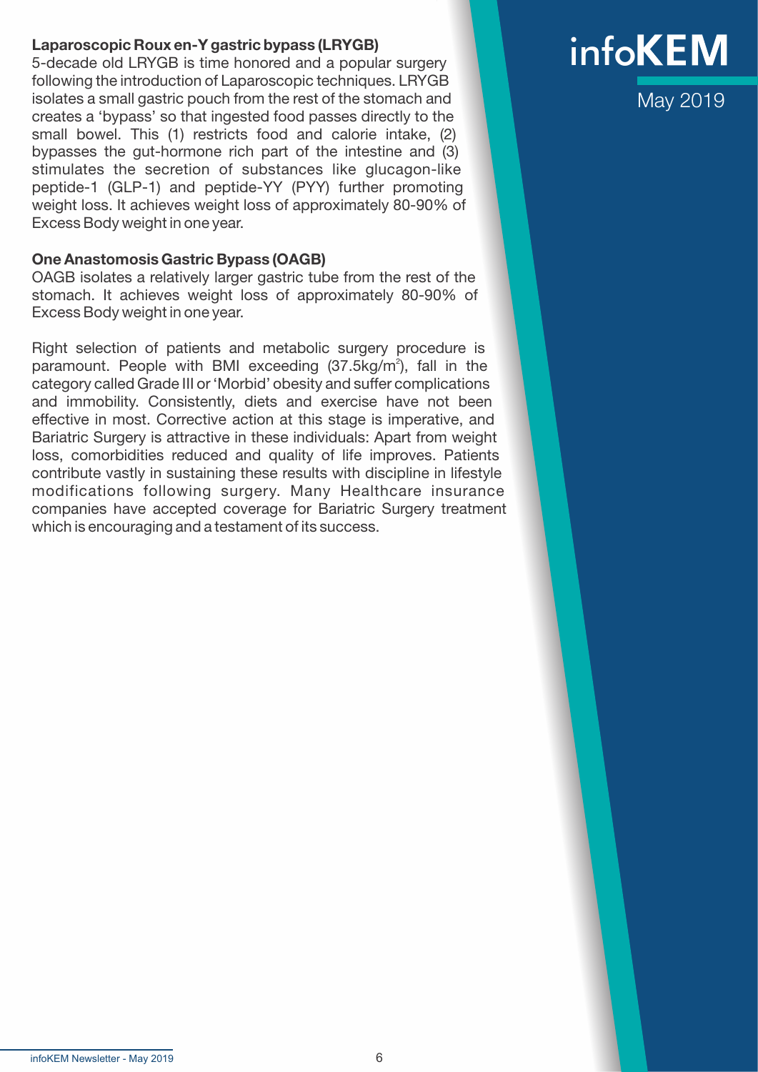### Laparoscopic Roux en-Y gastric bypass (LRYGB)

5-decade old LRYGB is time honored and a popular surgery following the introduction of Laparoscopic techniques. LRYGB isolates a small gastric pouch from the rest of the stomach and creates a 'bypass' so that ingested food passes directly to the small bowel. This (1) restricts food and calorie intake, (2) bypasses the gut-hormone rich part of the intestine and (3) stimulates the secretion of substances like glucagon-like peptide-1 (GLP-1) and peptide-YY (PYY) further promoting weight loss. It achieves weight loss of approximately 80-90% of Excess Body weight in one year.

### One Anastomosis Gastric Bypass (OAGB)

OAGB isolates a relatively larger gastric tube from the rest of the stomach. It achieves weight loss of approximately 80-90% of Excess Body weight in one year.

Right selection of patients and metabolic surgery procedure is paramount. People with BMI exceeding ($37.5 kg/m^2$), fall in the category called Grade III or 'Morbid' obesity and suffer complications and immobility. Consistently, diets and exercise have not been effective in most. Corrective action at this stage is imperative, and Bariatric Surgery is attractive in these individuals: Apart from weight loss, comorbidities reduced and quality of life improves. Patients contribute vastly in sustaining these results with discipline in lifestyle modifications following surgery. Many Healthcare insurance companies have accepted coverage for Bariatric Surgery treatment which is encouraging and a testament of its success.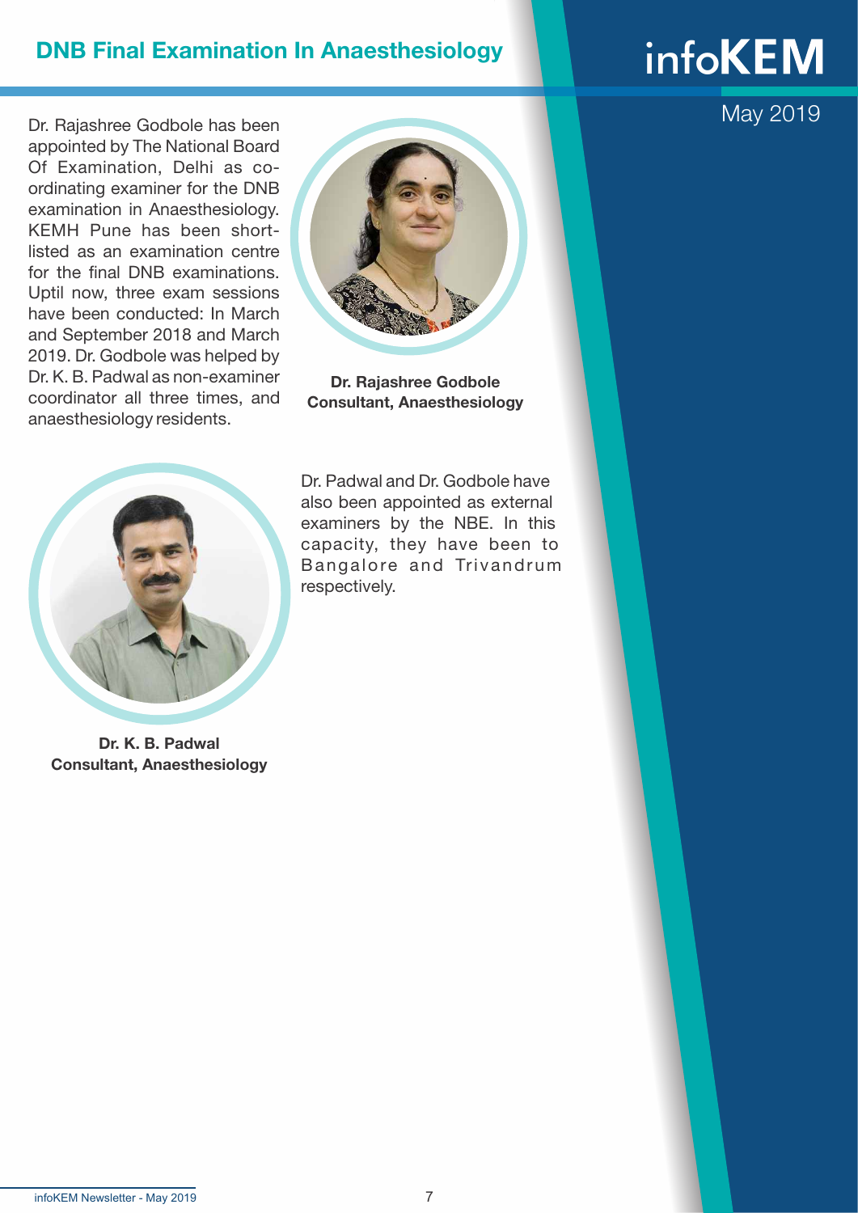## DNB Final Examination In Anaesthesiology

Dr. Rajashree Godbole has been appointed by The National Board Of Examination, Delhi as co-ordinating examiner for the DNB examination in Anaesthesiology. KEMH Pune has been short-listed as an examination centre for the final DNB examinations. Uptil now, three exam sessions have been conducted: In March and September 2018 and March 2019. Dr. Godbole was helped by Dr. K. B. Padwal as non-examiner coordinator all three times, and anaesthesiology residents.

**Dr. Rajashree Godbole**
**Consultant, Anaesthesiology**

Dr. Padwal and Dr. Godbole have also been appointed as external examiners by the NBE. In this capacity, they have been to Bangalore and Trivandrum respectively.

**Dr. K. B. Padwal**
**Consultant, Anaesthesiology**